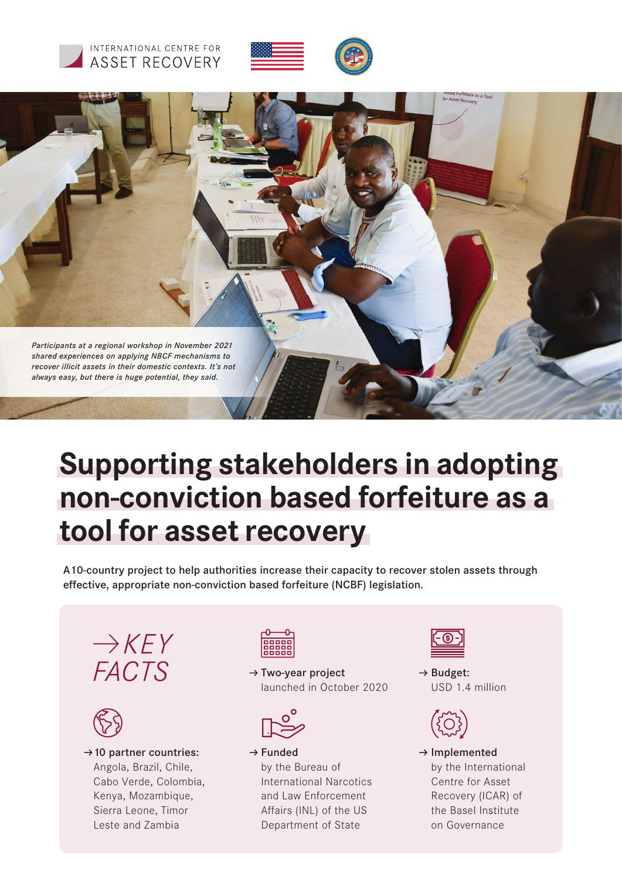INTERNATIONAL CENTRE FOR ASSET RECOVERY

*Participants at a regional workshop in November 2021 shared experiences on applying NBCF mechanisms to recover illicit assets in their domestic contexts. It's not always easy, but there is huge potential, they said.*

# Supporting stakeholders in adopting non-conviction based forfeiture as a tool for asset recovery

A 10-country project to help authorities increase their capacity to recover stolen assets through effective, appropriate non-conviction based forfeiture (NCBF) legislation.

## → KEY FACTS

→ **Two-year project**
launched in October 2020

→ **Budget:**
USD 1.4 million

→ **10 partner countries:**
Angola, Brazil, Chile, Cabo Verde, Colombia, Kenya, Mozambique, Sierra Leone, Timor Leste and Zambia

→ **Funded**
by the Bureau of International Narcotics and Law Enforcement Affairs (INL) of the US Department of State

→ **Implemented**
by the International Centre for Asset Recovery (ICAR) of the Basel Institute on Governance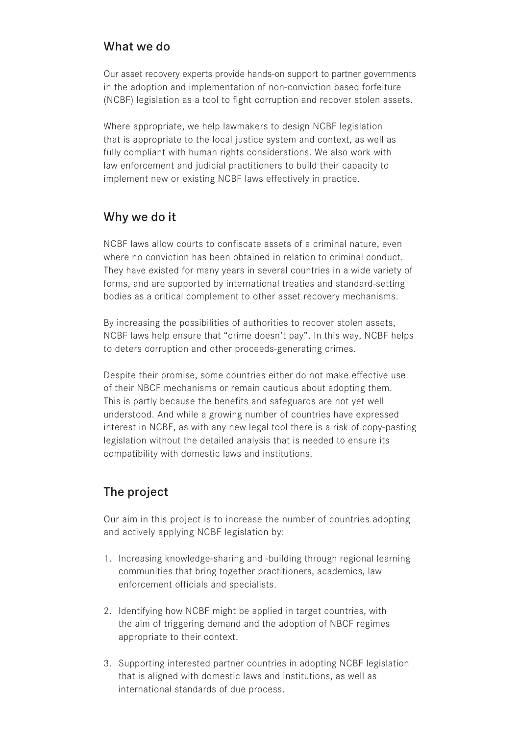## What we do

Our asset recovery experts provide hands-on support to partner governments in the adoption and implementation of non-conviction based forfeiture (NCBF) legislation as a tool to fight corruption and recover stolen assets.

Where appropriate, we help lawmakers to design NCBF legislation that is appropriate to the local justice system and context, as well as fully compliant with human rights considerations. We also work with law enforcement and judicial practitioners to build their capacity to implement new or existing NCBF laws effectively in practice.

## Why we do it

NCBF laws allow courts to confiscate assets of a criminal nature, even where no conviction has been obtained in relation to criminal conduct. They have existed for many years in several countries in a wide variety of forms, and are supported by international treaties and standard-setting bodies as a critical complement to other asset recovery mechanisms.

By increasing the possibilities of authorities to recover stolen assets, NCBF laws help ensure that "crime doesn't pay". In this way, NCBF helps to deters corruption and other proceeds-generating crimes.

Despite their promise, some countries either do not make effective use of their NBCF mechanisms or remain cautious about adopting them. This is partly because the benefits and safeguards are not yet well understood. And while a growing number of countries have expressed interest in NCBF, as with any new legal tool there is a risk of copy-pasting legislation without the detailed analysis that is needed to ensure its compatibility with domestic laws and institutions.

## The project

Our aim in this project is to increase the number of countries adopting and actively applying NCBF legislation by:

1. Increasing knowledge-sharing and -building through regional learning communities that bring together practitioners, academics, law enforcement officials and specialists.

2. Identifying how NCBF might be applied in target countries, with the aim of triggering demand and the adoption of NBCF regimes appropriate to their context.

3. Supporting interested partner countries in adopting NCBF legislation that is aligned with domestic laws and institutions, as well as international standards of due process.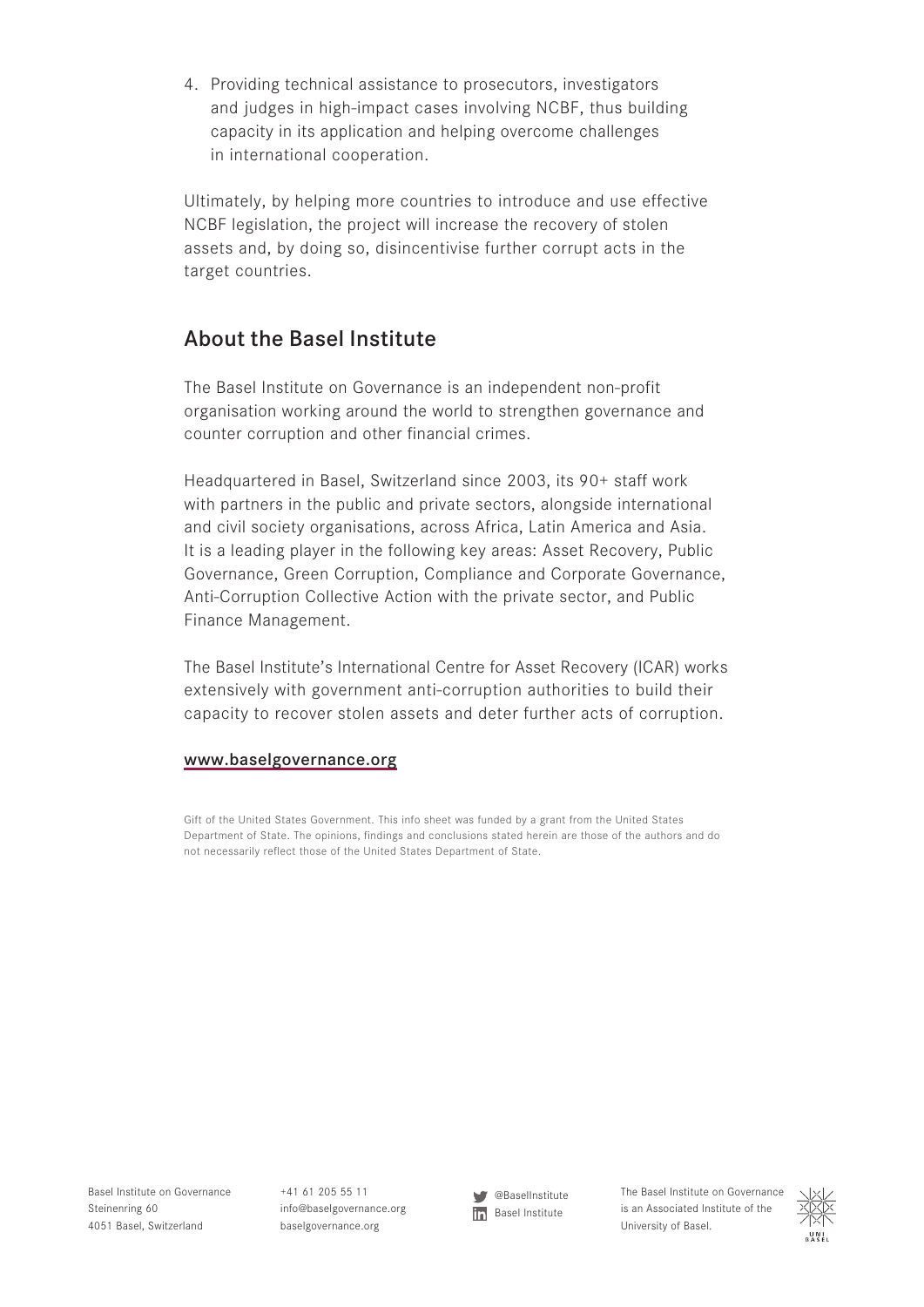4. Providing technical assistance to prosecutors, investigators and judges in high-impact cases involving NCBF, thus building capacity in its application and helping overcome challenges in international cooperation.

Ultimately, by helping more countries to introduce and use effective NCBF legislation, the project will increase the recovery of stolen assets and, by doing so, disincentivise further corrupt acts in the target countries.

## About the Basel Institute

The Basel Institute on Governance is an independent non-profit organisation working around the world to strengthen governance and counter corruption and other financial crimes.

Headquartered in Basel, Switzerland since 2003, its 90+ staff work with partners in the public and private sectors, alongside international and civil society organisations, across Africa, Latin America and Asia. It is a leading player in the following key areas: Asset Recovery, Public Governance, Green Corruption, Compliance and Corporate Governance, Anti-Corruption Collective Action with the private sector, and Public Finance Management.

The Basel Institute's International Centre for Asset Recovery (ICAR) works extensively with government anti-corruption authorities to build their capacity to recover stolen assets and deter further acts of corruption.

www.baselgovernance.org

Gift of the United States Government. This info sheet was funded by a grant from the United States Department of State. The opinions, findings and conclusions stated herein are those of the authors and do not necessarily reflect those of the United States Department of State.

Basel Institute on Governance
Steinenring 60
4051 Basel, Switzerland

+41 61 205 55 11
info@baselgovernance.org
baselgovernance.org

@BaselInstitute
Basel Institute

The Basel Institute on Governance is an Associated Institute of the University of Basel.